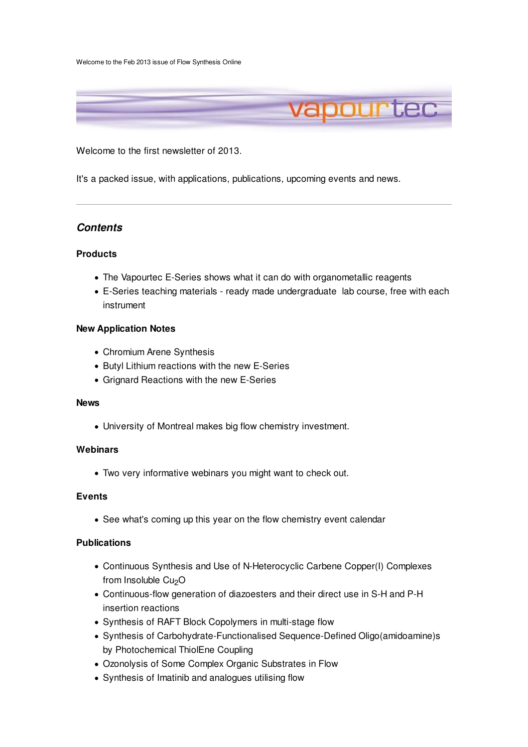Welcome to the Feb 2013 issue of Flow Synthesis Online

Welcome to the first newsletter of 2013.

It's a packed issue, with applications, publications, upcoming events and news.

---

## *Contents*

### Products

- The Vapourtec E-Series shows what it can do with organometallic reagents
- E-Series teaching materials - ready made undergraduate lab course, free with each instrument

### New Application Notes

- Chromium Arene Synthesis
- Butyl Lithium reactions with the new E-Series
- Grignard Reactions with the new E-Series

### News

- University of Montreal makes big flow chemistry investment.

### Webinars

- Two very informative webinars you might want to check out.

### Events

- See what's coming up this year on the flow chemistry event calendar

### Publications

- Continuous Synthesis and Use of N-Heterocyclic Carbene Copper(I) Complexes from Insoluble $Cu_2O$
- Continuous-flow generation of diazoesters and their direct use in S-H and P-H insertion reactions
- Synthesis of RAFT Block Copolymers in multi-stage flow
- Synthesis of Carbohydrate-Functionalised Sequence-Defined Oligo(amidoamine)s by Photochemical ThiolEne Coupling
- Ozonolysis of Some Complex Organic Substrates in Flow
- Synthesis of Imatinib and analogues utilising flow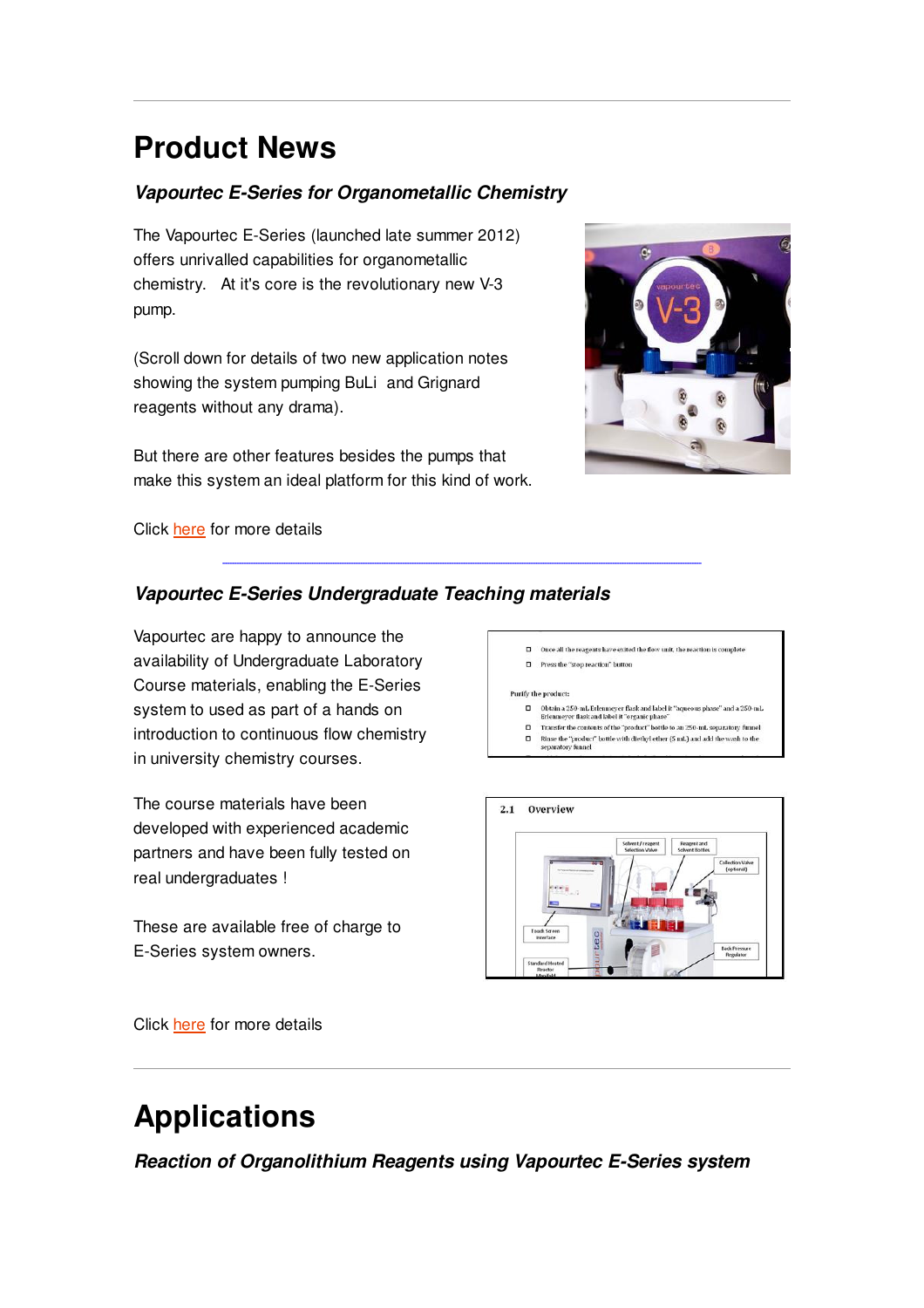# Product News

### *Vapourtec E-Series for Organometallic Chemistry*

The Vapourtec E-Series (launched late summer 2012) offers unrivalled capabilities for organometallic chemistry. At it's core is the revolutionary new V-3 pump.

(Scroll down for details of two new application notes showing the system pumping BuLi and Grignard reagents without any drama).

But there are other features besides the pumps that make this system an ideal platform for this kind of work.

Click here for more details

---

### *Vapourtec E-Series Undergraduate Teaching materials*

Vapourtec are happy to announce the availability of Undergraduate Laboratory Course materials, enabling the E-Series system to used as part of a hands on introduction to continuous flow chemistry in university chemistry courses.

The course materials have been developed with experienced academic partners and have been fully tested on real undergraduates !

These are available free of charge to E-Series system owners.

Click here for more details

---

# Applications

### *Reaction of Organolithium Reagents using Vapourtec E-Series system*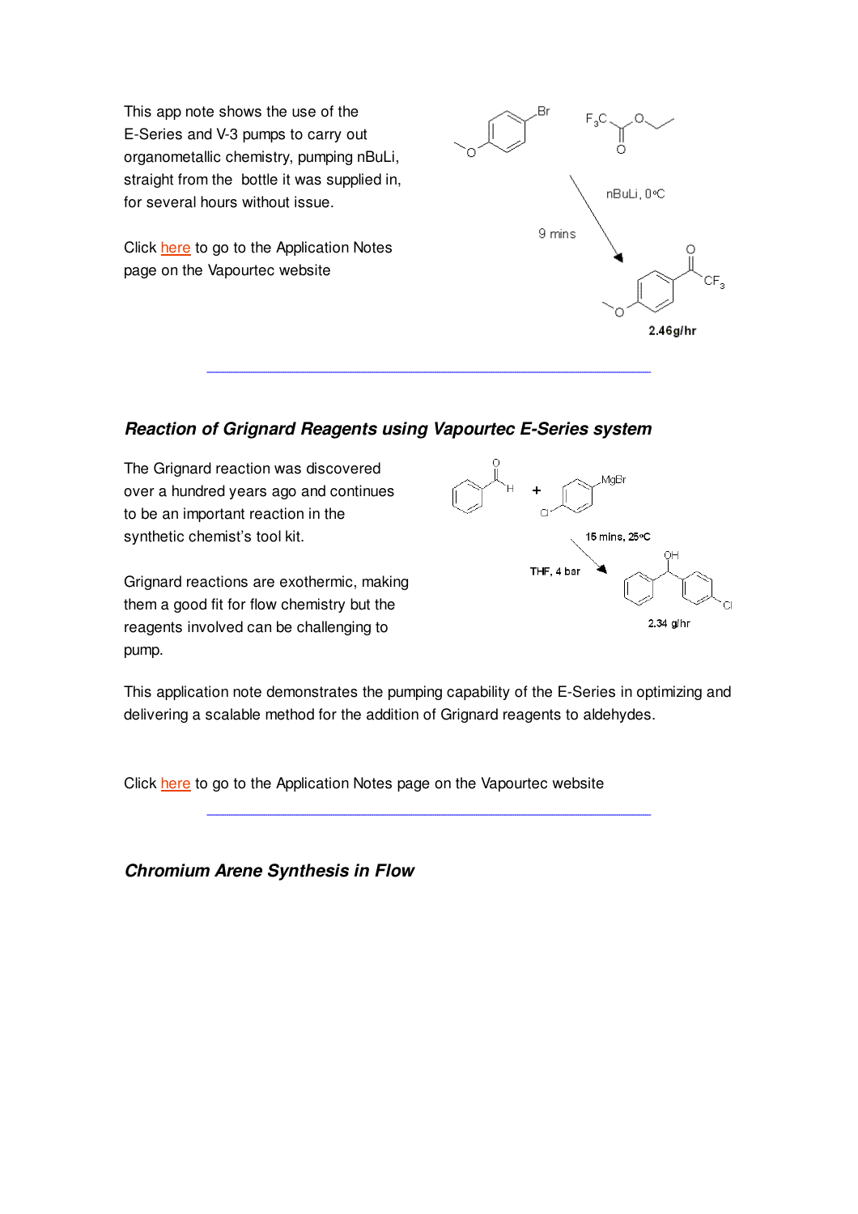This app note shows the use of the E-Series and V-3 pumps to carry out organometallic chemistry, pumping nBuLi, straight from the bottle it was supplied in, for several hours without issue.

Click here to go to the Application Notes page on the Vapourtec website

---

### *Reaction of Grignard Reagents using Vapourtec E-Series system*

The Grignard reaction was discovered over a hundred years ago and continues to be an important reaction in the synthetic chemist's tool kit.

Grignard reactions are exothermic, making them a good fit for flow chemistry but the reagents involved can be challenging to pump.

This application note demonstrates the pumping capability of the E-Series in optimizing and delivering a scalable method for the addition of Grignard reagents to aldehydes.

Click here to go to the Application Notes page on the Vapourtec website

---

### *Chromium Arene Synthesis in Flow*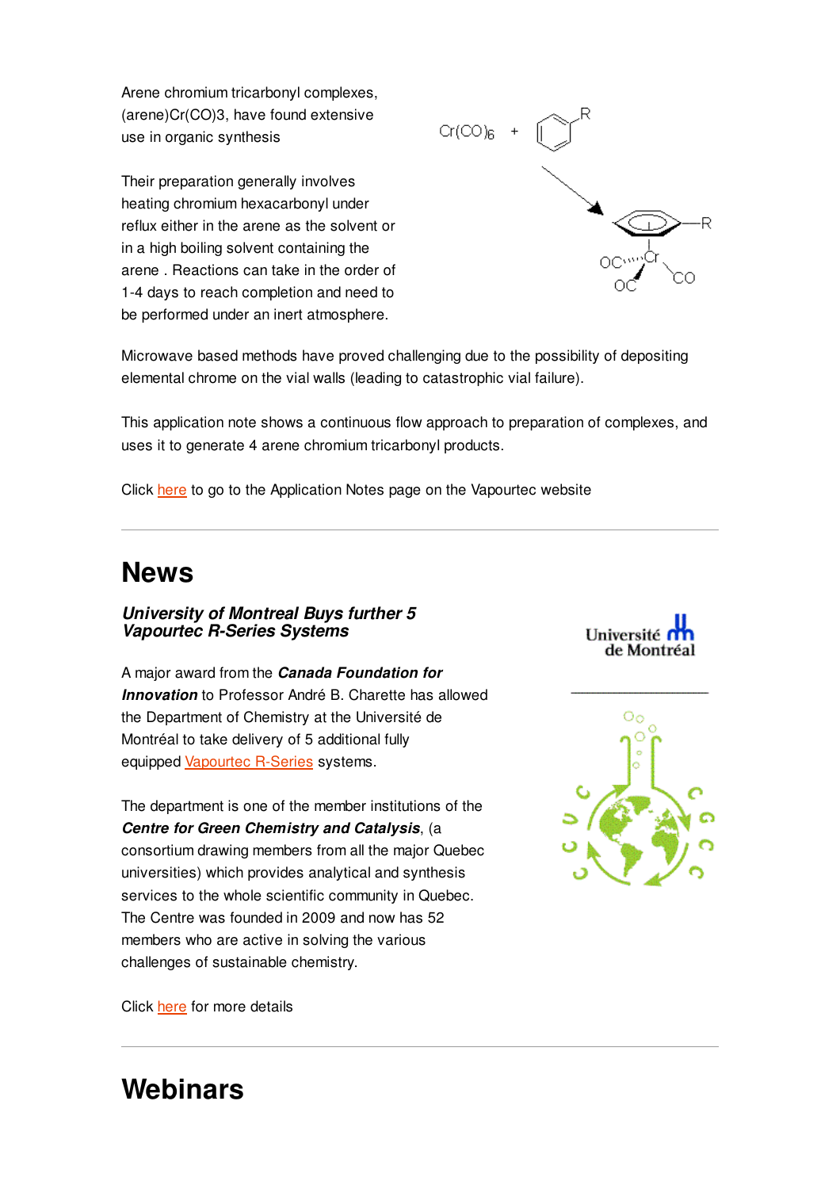Arene chromium tricarbonyl complexes, (arene)Cr(CO)3, have found extensive use in organic synthesis

Their preparation generally involves heating chromium hexacarbonyl under reflux either in the arene as the solvent or in a high boiling solvent containing the arene . Reactions can take in the order of 1-4 days to reach completion and need to be performed under an inert atmosphere.

Microwave based methods have proved challenging due to the possibility of depositing elemental chrome on the vial walls (leading to catastrophic vial failure).

This application note shows a continuous flow approach to preparation of complexes, and uses it to generate 4 arene chromium tricarbonyl products.

Click here to go to the Application Notes page on the Vapourtec website

# News

### *University of Montreal Buys further 5 Vapourtec R-Series Systems*

A major award from the ***Canada Foundation for Innovation*** to Professor André B. Charette has allowed the Department of Chemistry at the Université de Montréal to take delivery of 5 additional fully equipped Vapourtec R-Series systems.

The department is one of the member institutions of the ***Centre for Green Chemistry and Catalysis***, (a consortium drawing members from all the major Quebec universities) which provides analytical and synthesis services to the whole scientific community in Quebec. The Centre was founded in 2009 and now has 52 members who are active in solving the various challenges of sustainable chemistry.

Click here for more details

# Webinars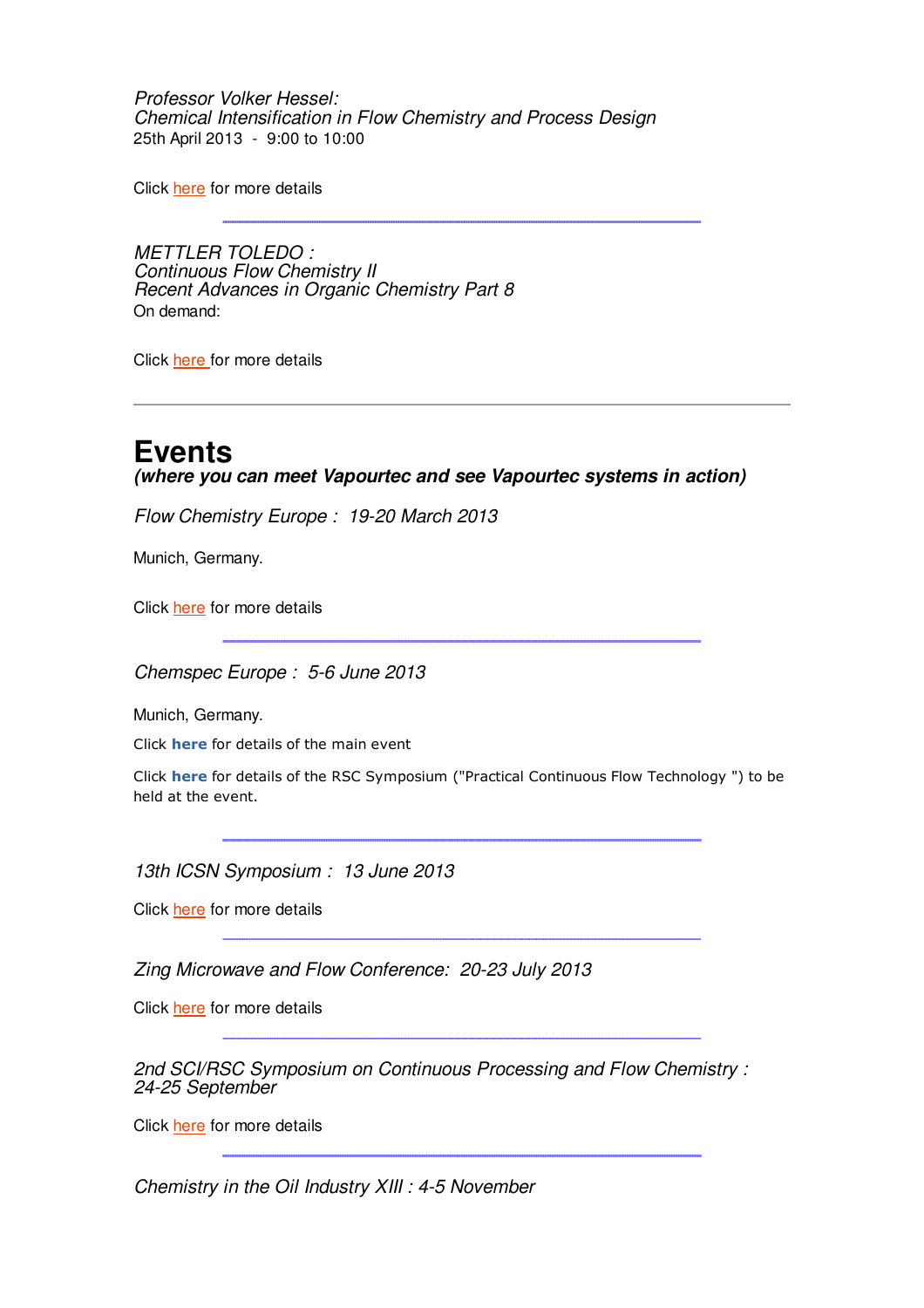*Professor Volker Hessel:*
*Chemical Intensification in Flow Chemistry and Process Design*
25th April 2013 - 9:00 to 10:00

Click here for more details

---

*METTLER TOLEDO :*
*Continuous Flow Chemistry II*
*Recent Advances in Organic Chemistry Part 8*
On demand:

Click here for more details

---

# Events

***(where you can meet Vapourtec and see Vapourtec systems in action)***

*Flow Chemistry Europe : 19-20 March 2013*

Munich, Germany.

Click here for more details

---

*Chemspec Europe : 5-6 June 2013*

Munich, Germany.

Click **here** for details of the main event

Click **here** for details of the RSC Symposium ("Practical Continuous Flow Technology ") to be held at the event.

---

*13th ICSN Symposium : 13 June 2013*

Click here for more details

---

*Zing Microwave and Flow Conference: 20-23 July 2013*

Click here for more details

---

*2nd SCI/RSC Symposium on Continuous Processing and Flow Chemistry : 24-25 September*

Click here for more details

---

*Chemistry in the Oil Industry XIII : 4-5 November*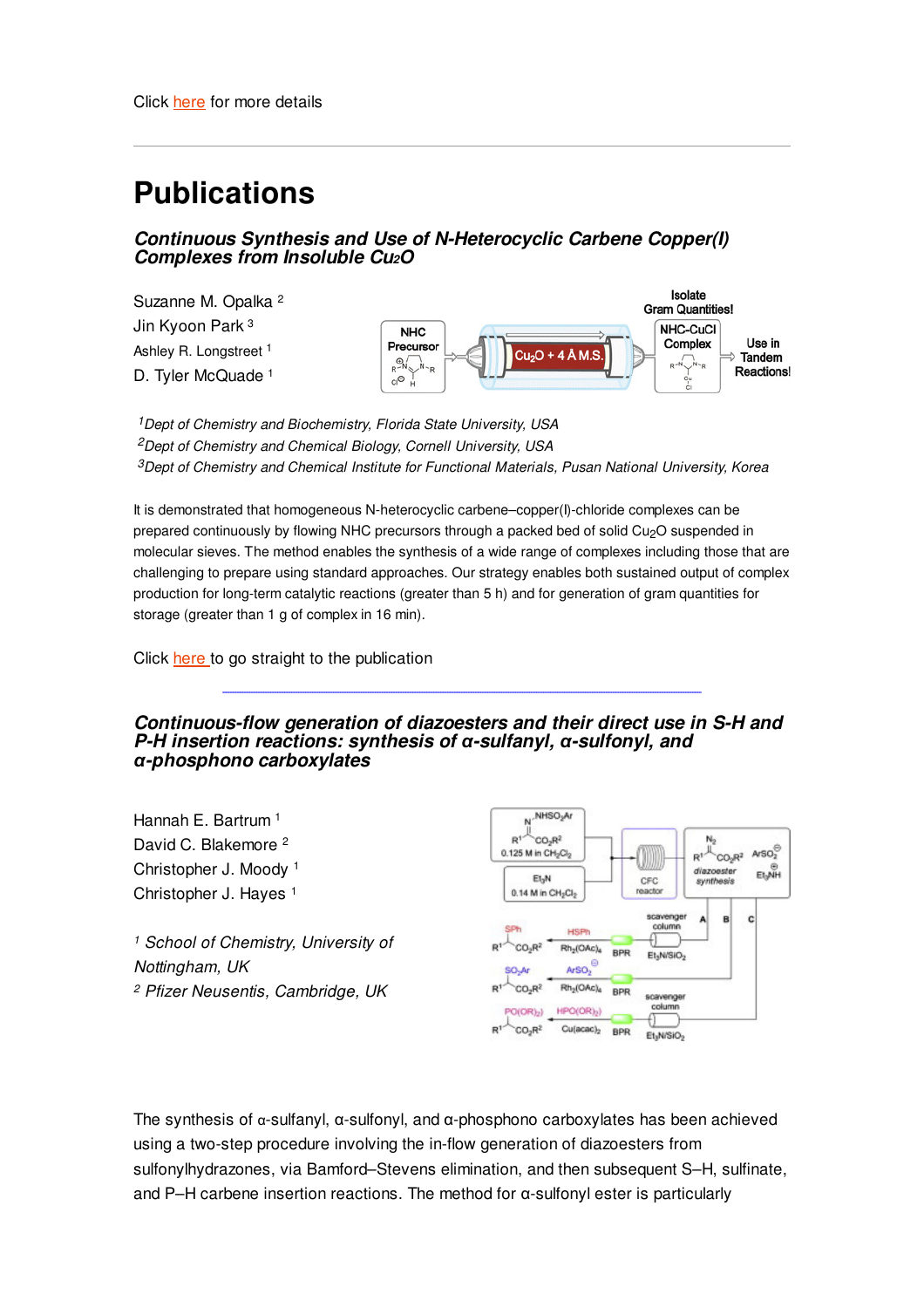Click here for more details

---

# Publications

### *Continuous Synthesis and Use of N-Heterocyclic Carbene Copper(I) Complexes from Insoluble $Cu_2O$*

Suzanne M. Opalka [2]
Jin Kyoon Park [3]
Ashley R. Longstreet [1]
D. Tyler McQuade [1]

[1] *Dept of Chemistry and Biochemistry, Florida State University, USA*
[2] *Dept of Chemistry and Chemical Biology, Cornell University, USA*
[3] *Dept of Chemistry and Chemical Institute for Functional Materials, Pusan National University, Korea*

It is demonstrated that homogeneous N-heterocyclic carbene–copper(I)-chloride complexes can be prepared continuously by flowing NHC precursors through a packed bed of solid $Cu_2O$ suspended in molecular sieves. The method enables the synthesis of a wide range of complexes including those that are challenging to prepare using standard approaches. Our strategy enables both sustained output of complex production for long-term catalytic reactions (greater than 5 h) and for generation of gram quantities for storage (greater than 1 g of complex in 16 min).

Click here to go straight to the publication

---

### *Continuous-flow generation of diazoesters and their direct use in S-H and P-H insertion reactions: synthesis of α-sulfanyl, α-sulfonyl, and α-phosphono carboxylates*

Hannah E. Bartrum [1]
David C. Blakemore [2]
Christopher J. Moody [1]
Christopher J. Hayes [1]

[1] *School of Chemistry, University of Nottingham, UK*
[2] *Pfizer Neusentis, Cambridge, UK*

The synthesis of α-sulfanyl, α-sulfonyl, and α-phosphono carboxylates has been achieved using a two-step procedure involving the in-flow generation of diazoesters from sulfonylhydrazones, via Bamford–Stevens elimination, and then subsequent S–H, sulfinate, and P–H carbene insertion reactions. The method for α-sulfonyl ester is particularly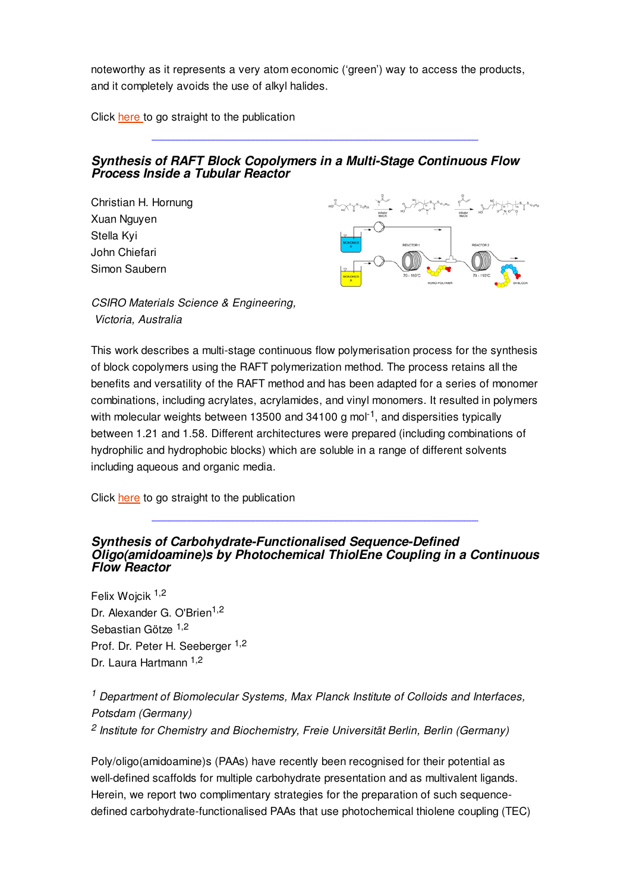noteworthy as it represents a very atom economic ('green') way to access the products, and it completely avoids the use of alkyl halides.

Click here to go straight to the publication

---

### *Synthesis of RAFT Block Copolymers in a Multi-Stage Continuous Flow Process Inside a Tubular Reactor*

Christian H. Hornung
Xuan Nguyen
Stella Kyi
John Chiefari
Simon Saubern

*CSIRO Materials Science & Engineering, Victoria, Australia*

This work describes a multi-stage continuous flow polymerisation process for the synthesis of block copolymers using the RAFT polymerization method. The process retains all the benefits and versatility of the RAFT method and has been adapted for a series of monomer combinations, including acrylates, acrylamides, and vinyl monomers. It resulted in polymers with molecular weights between 13500 and 34100 g mol$^{-1}$, and dispersities typically between 1.21 and 1.58. Different architectures were prepared (including combinations of hydrophilic and hydrophobic blocks) which are soluble in a range of different solvents including aqueous and organic media.

Click here to go straight to the publication

---

### *Synthesis of Carbohydrate-Functionalised Sequence-Defined Oligo(amidoamine)s by Photochemical ThiolEne Coupling in a Continuous Flow Reactor*

Felix Wojcik [1,2]
Dr. Alexander G. O'Brien[1,2]
Sebastian Götze [1,2]
Prof. Dr. Peter H. Seeberger [1,2]
Dr. Laura Hartmann [1,2]

*[1] Department of Biomolecular Systems, Max Planck Institute of Colloids and Interfaces, Potsdam (Germany)*
*[2] Institute for Chemistry and Biochemistry, Freie Universität Berlin, Berlin (Germany)*

Poly/oligo(amidoamine)s (PAAs) have recently been recognised for their potential as well-defined scaffolds for multiple carbohydrate presentation and as multivalent ligands. Herein, we report two complimentary strategies for the preparation of such sequence-defined carbohydrate-functionalised PAAs that use photochemical thiolene coupling (TEC)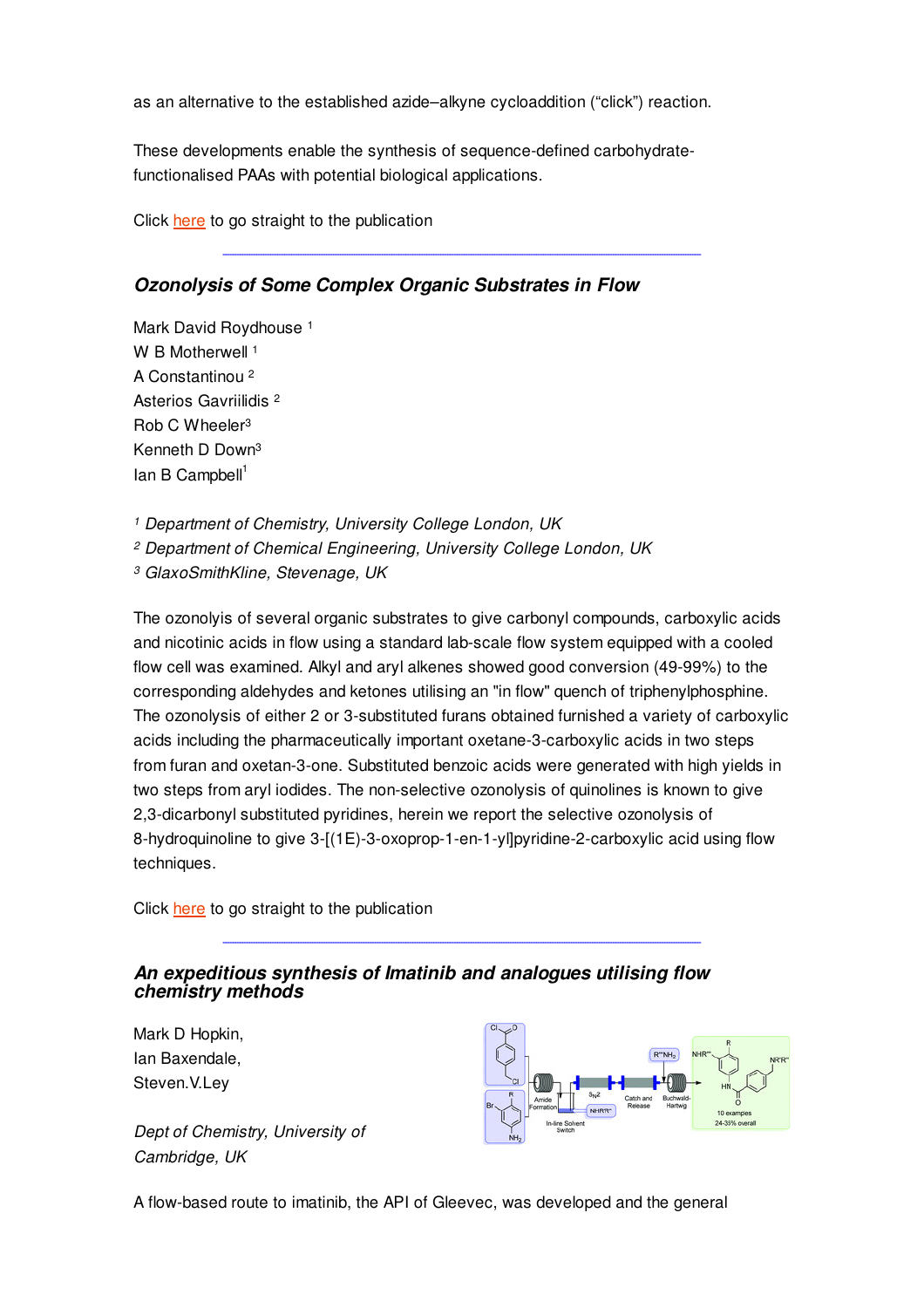as an alternative to the established azide–alkyne cycloaddition ("click") reaction.

These developments enable the synthesis of sequence-defined carbohydrate-functionalised PAAs with potential biological applications.

Click here to go straight to the publication

---

### *Ozonolysis of Some Complex Organic Substrates in Flow*

Mark David Roydhouse [1]
W B Motherwell [1]
A Constantinou [2]
Asterios Gavriilidis [2]
Rob C Wheeler[3]
Kenneth D Down[3]
Ian B Campbell[1]

[1] *Department of Chemistry, University College London, UK*
[2] *Department of Chemical Engineering, University College London, UK*
[3] *GlaxoSmithKline, Stevenage, UK*

The ozonolyis of several organic substrates to give carbonyl compounds, carboxylic acids and nicotinic acids in flow using a standard lab-scale flow system equipped with a cooled flow cell was examined. Alkyl and aryl alkenes showed good conversion (49-99%) to the corresponding aldehydes and ketones utilising an "in flow" quench of triphenylphosphine. The ozonolysis of either 2 or 3-substituted furans obtained furnished a variety of carboxylic acids including the pharmaceutically important oxetane-3-carboxylic acids in two steps from furan and oxetan-3-one. Substituted benzoic acids were generated with high yields in two steps from aryl iodides. The non-selective ozonolysis of quinolines is known to give 2,3-dicarbonyl substituted pyridines, herein we report the selective ozonolysis of 8-hydroquinoline to give 3-[(1E)-3-oxoprop-1-en-1-yl]pyridine-2-carboxylic acid using flow techniques.

Click here to go straight to the publication

---

### *An expeditious synthesis of Imatinib and analogues utilising flow chemistry methods*

Mark D Hopkin,
Ian Baxendale,
Steven.V.Ley

*Dept of Chemistry, University of Cambridge, UK*

A flow-based route to imatinib, the API of Gleevec, was developed and the general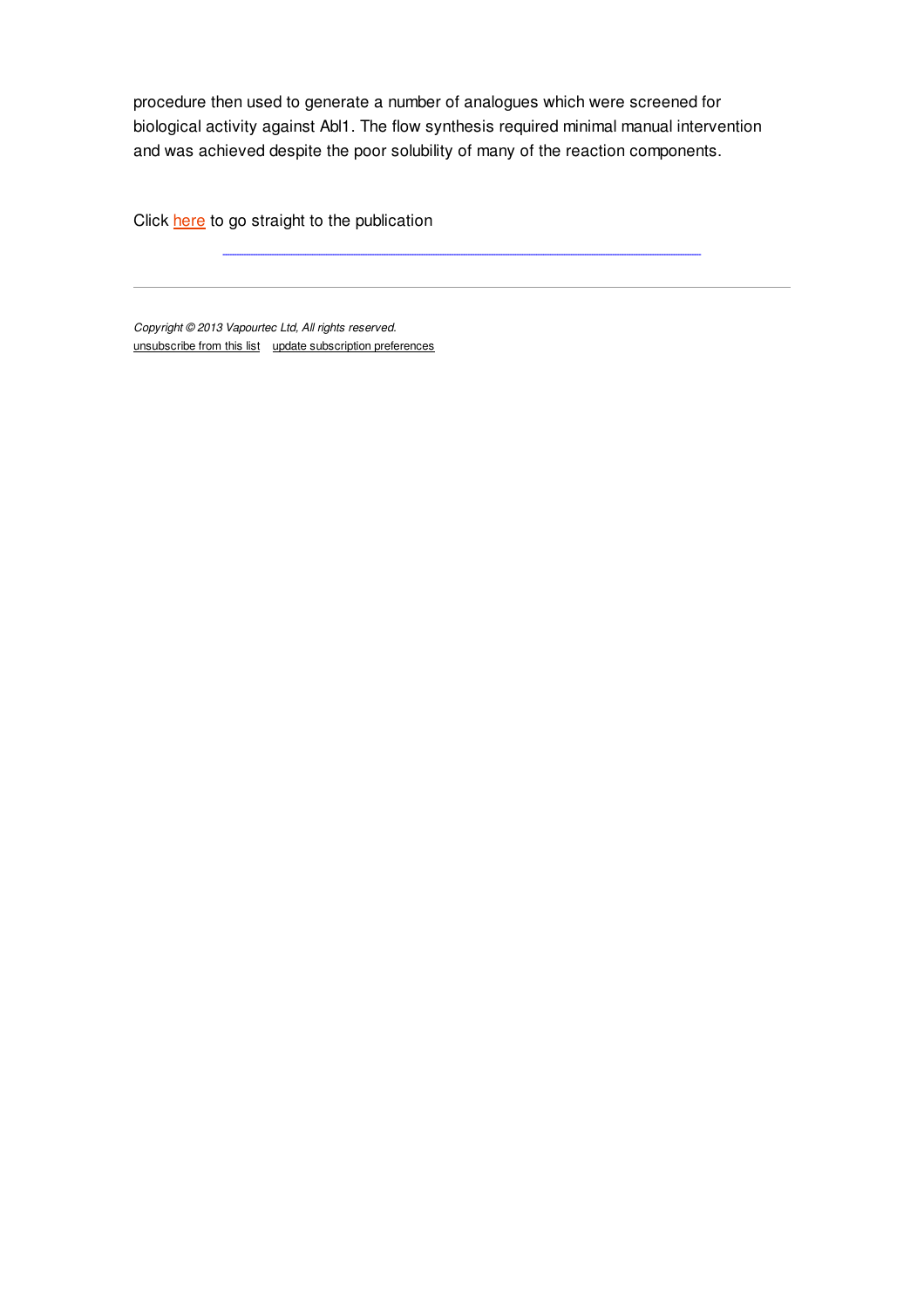procedure then used to generate a number of analogues which were screened for biological activity against Abl1. The flow synthesis required minimal manual intervention and was achieved despite the poor solubility of many of the reaction components.

Click here to go straight to the publication

---

*Copyright © 2013 Vapourtec Ltd, All rights reserved.*
unsubscribe from this list    update subscription preferences